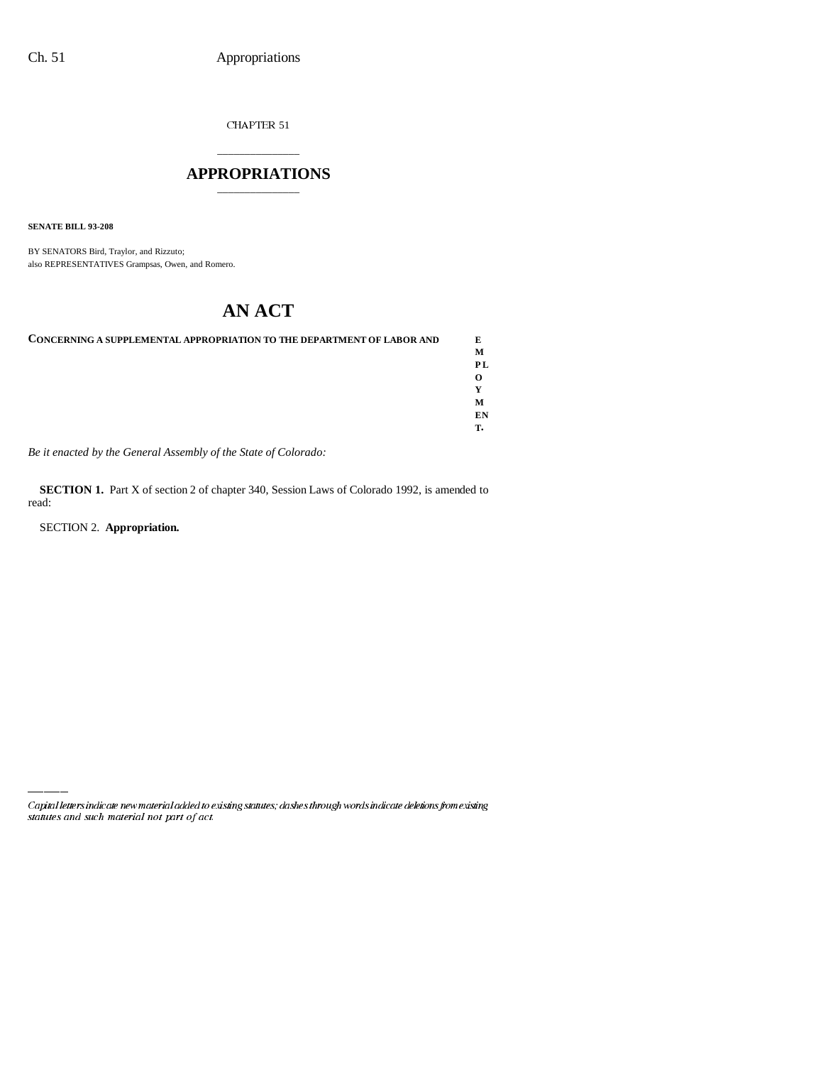CHAPTER 51

# APPROPRIATIONS

**SENATE BILL 93-208**

BY SENATORS Bird, Traylor, and Rizzuto;
also REPRESENTATIVES Grampsas, Owen, and Romero.

# AN ACT

**CONCERNING A SUPPLEMENTAL APPROPRIATION TO THE DEPARTMENT OF LABOR AND EMPLOYMENT.**

*Be it enacted by the General Assembly of the State of Colorado:*

**SECTION 1.** Part X of section 2 of chapter 340, Session Laws of Colorado 1992, is amended to read:

SECTION 2. **Appropriation.**

---

*Capital letters indicate new material added to existing statutes; dashes through words indicate deletions from existing statutes and such material not part of act.*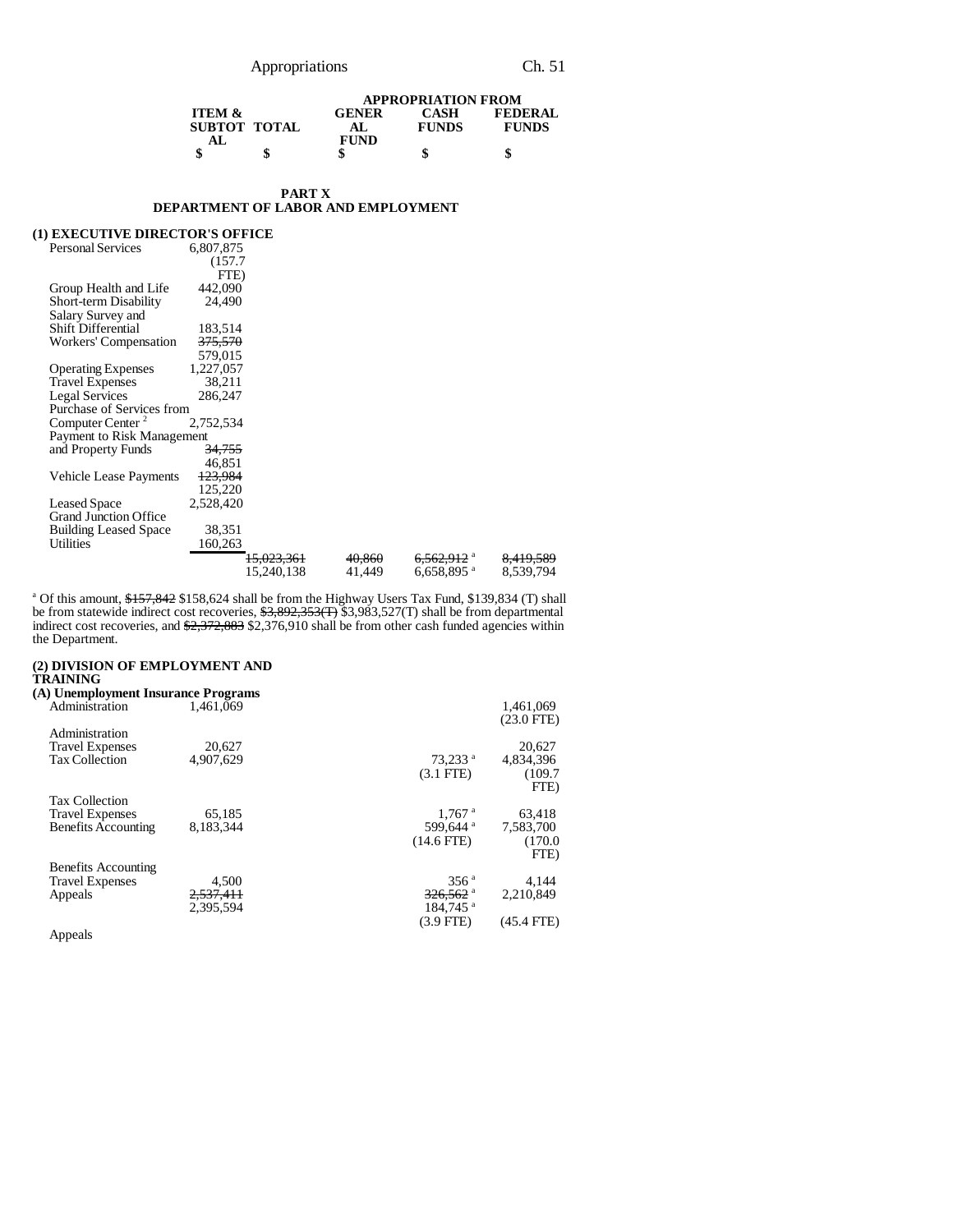| | ITEM & SUBTOTAL | TOTAL | APPROPRIATION FROM GENERAL FUND | CASH FUNDS | FEDERAL FUNDS |
|---|---|---|---|---|---|
| | $ | $ | $ | $ | $ |

## PART X
## DEPARTMENT OF LABOR AND EMPLOYMENT

### (1) EXECUTIVE DIRECTOR'S OFFICE

| | ITEM & SUBTOTAL | TOTAL | GENERAL FUND | CASH FUNDS | FEDERAL FUNDS |
|---|---|---|---|---|---|
| Personal Services | 6,807,875 (157.7 FTE) | | | | |
| Group Health and Life | 442,090 | | | | |
| Short-term Disability | 24,490 | | | | |
| Salary Survey and Shift Differential | 183,514 | | | | |
| Workers' Compensation | ~~375,570~~ 579,015 | | | | |
| Operating Expenses | 1,227,057 | | | | |
| Travel Expenses | 38,211 | | | | |
| Legal Services | 286,247 | | | | |
| Purchase of Services from Computer Center [2] | 2,752,534 | | | | |
| Payment to Risk Management and Property Funds | ~~34,755~~ 46,851 | | | | |
| Vehicle Lease Payments | ~~123,984~~ 125,220 | | | | |
| Leased Space | 2,528,420 | | | | |
| Grand Junction Office Building Leased Space | 38,351 | | | | |
| Utilities | 160,263 | | | | |
| | | ~~15,023,361~~ 15,240,138 | ~~40,860~~ 41,449 | ~~6,562,912~~ [a] 6,658,895 [a] | ~~8,419,589~~ 8,539,794 |

[a] Of this amount, ~~$157,842~~ $158,624 shall be from the Highway Users Tax Fund, $139,834 (T) shall be from statewide indirect cost recoveries, ~~$3,892,353(T)~~ $3,983,527(T) shall be from departmental indirect cost recoveries, and ~~$2,372,883~~ $2,376,910 shall be from other cash funded agencies within the Department.

### (2) DIVISION OF EMPLOYMENT AND TRAINING

#### (A) Unemployment Insurance Programs

| | ITEM & SUBTOTAL | TOTAL | GENERAL FUND | CASH FUNDS | FEDERAL FUNDS |
|---|---|---|---|---|---|
| Administration | 1,461,069 | | | | 1,461,069 (23.0 FTE) |
| Administration Travel Expenses | 20,627 | | | | 20,627 |
| Tax Collection | 4,907,629 | | | 73,233 [a] (3.1 FTE) | 4,834,396 (109.7 FTE) |
| Tax Collection Travel Expenses | 65,185 | | | 1,767 [a] | 63,418 |
| Benefits Accounting | 8,183,344 | | | 599,644 [a] (14.6 FTE) | 7,583,700 (170.0 FTE) |
| Benefits Accounting Travel Expenses | 4,500 | | | 356 [a] | 4,144 |
| Appeals | ~~2,537,411~~ 2,395,594 | | | ~~326,562~~ [a] 184,745 [a] (3.9 FTE) | 2,210,849 (45.4 FTE) |
| Appeals | | | | | |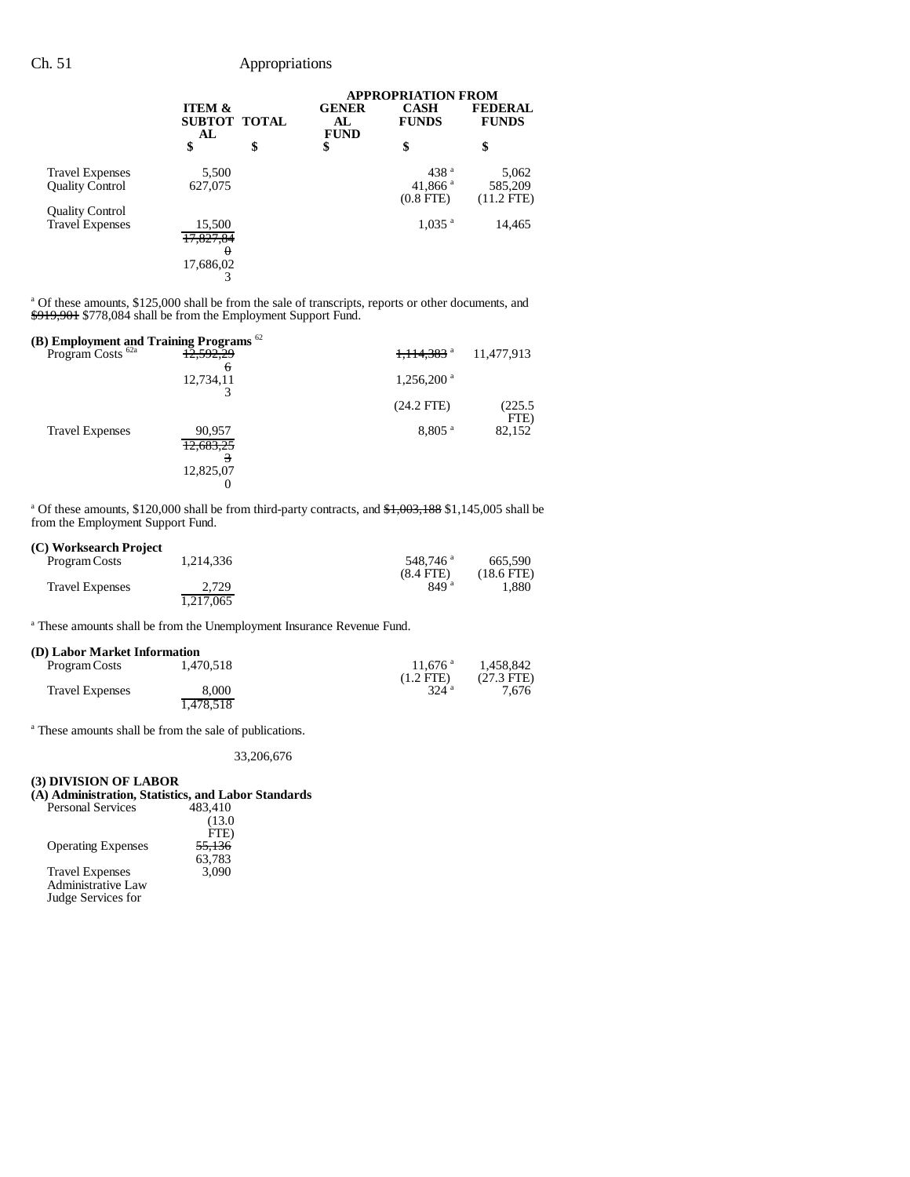|  | ITEM & SUBTOTAL | TOTAL | APPROPRIATION FROM GENERAL FUND | CASH FUNDS | FEDERAL FUNDS |
|---|---|---|---|---|---|
|  | $ | $ | $ | $ | $ |
| Travel Expenses | 5,500 |  |  | 438 [a] | 5,062 |
| Quality Control | 627,075 |  |  | 41,866 [a] | 585,209 |
|  |  |  |  | (0.8 FTE) | (11.2 FTE) |
| Quality Control Travel Expenses | 15,500 |  |  | 1,035 [a] | 14,465 |
|  | ~~17,827,840~~ 17,686,023 |  |  |  |  |

[a] Of these amounts, $125,000 shall be from the sale of transcripts, reports or other documents, and ~~$919,901~~ $778,084 shall be from the Employment Support Fund.

**(B) Employment and Training Programs** [62]

|  | ITEM & SUBTOTAL | TOTAL | GENERAL FUND | CASH FUNDS | FEDERAL FUNDS |
|---|---|---|---|---|---|
| Program Costs [62a] | ~~12,592,296~~ 12,734,113 |  |  | ~~1,114,383~~ [a] 1,256,200 [a] | 11,477,913 |
|  |  |  |  | (24.2 FTE) | (225.5 FTE) |
| Travel Expenses | 90,957 |  |  | 8,805 [a] | 82,152 |
|  | ~~12,683,253~~ 12,825,070 |  |  |  |  |

[a] Of these amounts, $120,000 shall be from third-party contracts, and ~~$1,003,188~~ $1,145,005 shall be from the Employment Support Fund.

**(C) Worksearch Project**

|  | ITEM & SUBTOTAL | TOTAL | GENERAL FUND | CASH FUNDS | FEDERAL FUNDS |
|---|---|---|---|---|---|
| Program Costs | 1,214,336 |  |  | 548,746 [a] | 665,590 |
|  |  |  |  | (8.4 FTE) | (18.6 FTE) |
| Travel Expenses | 2,729 |  |  | 849 [a] | 1,880 |
|  | 1,217,065 |  |  |  |  |

[a] These amounts shall be from the Unemployment Insurance Revenue Fund.

**(D) Labor Market Information**

|  | ITEM & SUBTOTAL | TOTAL | GENERAL FUND | CASH FUNDS | FEDERAL FUNDS |
|---|---|---|---|---|---|
| Program Costs | 1,470,518 |  |  | 11,676 [a] | 1,458,842 |
|  |  |  |  | (1.2 FTE) | (27.3 FTE) |
| Travel Expenses | 8,000 |  |  | 324 [a] | 7,676 |
|  | 1,478,518 |  |  |  |  |

[a] These amounts shall be from the sale of publications.

33,206,676

**(3) DIVISION OF LABOR**

**(A) Administration, Statistics, and Labor Standards**

|  | ITEM & SUBTOTAL | TOTAL | GENERAL FUND | CASH FUNDS | FEDERAL FUNDS |
|---|---|---|---|---|---|
| Personal Services | 483,410 |  |  |  |  |
|  | (13.0 FTE) |  |  |  |  |
| Operating Expenses | ~~55,136~~ 63,783 |  |  |  |  |
| Travel Expenses | 3,090 |  |  |  |  |
| Administrative Law Judge Services for |  |  |  |  |  |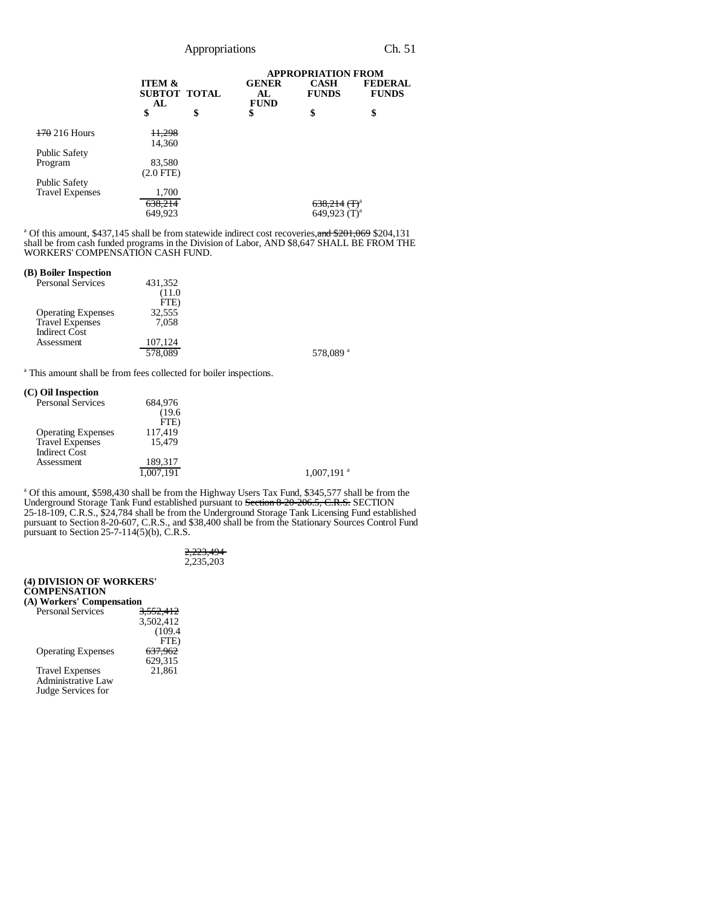| | ITEM & SUBTOTAL | TOTAL | APPROPRIATION FROM GENERAL FUND | CASH FUNDS | FEDERAL FUNDS |
|---|---|---|---|---|---|
| | $ | $ | $ | $ | $ |
| ~~170~~ 216 Hours | ~~11,298~~ 14,360 | | | | |
| Public Safety Program | 83,580 (2.0 FTE) | | | | |
| Public Safety Travel Expenses | 1,700 | | | | |
| | ~~638,214~~ 649,923 | | | ~~638,214 (T)~~[a] 649,923 (T)[a] | |

[a] Of this amount, $437,145 shall be from statewide indirect cost recoveries, ~~and $201,069~~ $204,131 shall be from cash funded programs in the Division of Labor, AND $8,647 SHALL BE FROM THE WORKERS' COMPENSATION CASH FUND.

**(B) Boiler Inspection**

| | ITEM & SUBTOTAL | TOTAL | GENERAL FUND | CASH FUNDS | FEDERAL FUNDS |
|---|---|---|---|---|---|
| Personal Services | 431,352 (11.0 FTE) | | | | |
| Operating Expenses | 32,555 | | | | |
| Travel Expenses | 7,058 | | | | |
| Indirect Cost Assessment | 107,124 | | | | |
| | 578,089 | | | 578,089 [a] | |

[a] This amount shall be from fees collected for boiler inspections.

**(C) Oil Inspection**

| | ITEM & SUBTOTAL | TOTAL | GENERAL FUND | CASH FUNDS | FEDERAL FUNDS |
|---|---|---|---|---|---|
| Personal Services | 684,976 (19.6 FTE) | | | | |
| Operating Expenses | 117,419 | | | | |
| Travel Expenses | 15,479 | | | | |
| Indirect Cost Assessment | 189,317 | | | | |
| | 1,007,191 | | | 1,007,191 [a] | |

[a] Of this amount, $598,430 shall be from the Highway Users Tax Fund, $345,577 shall be from the Underground Storage Tank Fund established pursuant to ~~Section 8-20-206.5, C.R.S.~~ SECTION 25-18-109, C.R.S., $24,784 shall be from the Underground Storage Tank Licensing Fund established pursuant to Section 8-20-607, C.R.S., and $38,400 shall be from the Stationary Sources Control Fund pursuant to Section 25-7-114(5)(b), C.R.S.

| | ITEM & SUBTOTAL | TOTAL | GENERAL FUND | CASH FUNDS | FEDERAL FUNDS |
|---|---|---|---|---|---|
| | | ~~2,223,494~~ 2,235,203 | | | |

**(4) DIVISION OF WORKERS' COMPENSATION**

**(A) Workers' Compensation**

| | ITEM & SUBTOTAL | TOTAL | GENERAL FUND | CASH FUNDS | FEDERAL FUNDS |
|---|---|---|---|---|---|
| Personal Services | ~~3,552,412~~ 3,502,412 (109.4 FTE) | | | | |
| Operating Expenses | ~~637,962~~ 629,315 | | | | |
| Travel Expenses | 21,861 | | | | |
| Administrative Law Judge Services for | | | | | |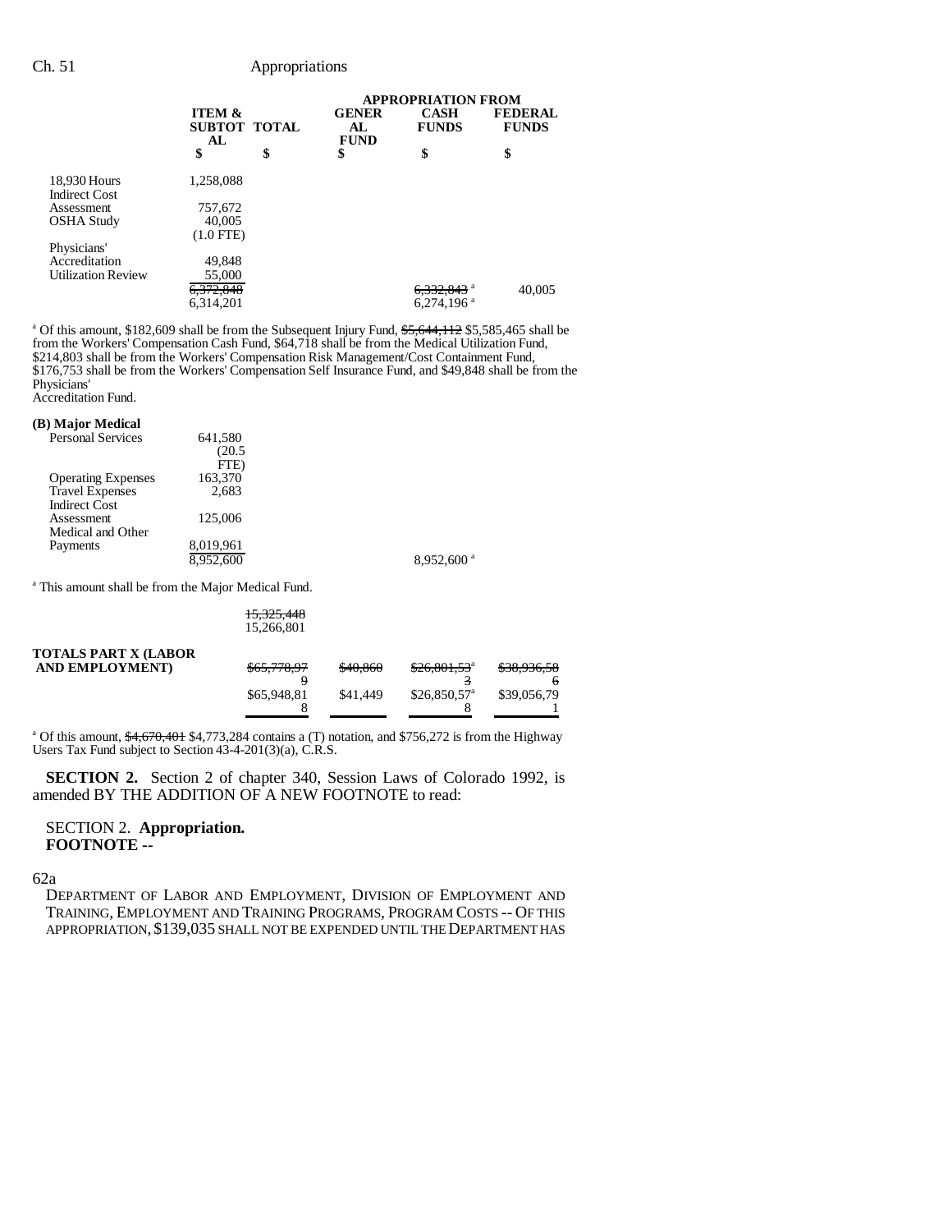|  | ITEM & SUBTOTAL | TOTAL | APPROPRIATION FROM GENERAL FUND | CASH FUNDS | FEDERAL FUNDS |
|---|---|---|---|---|---|
|  | $ | $ | $ | $ | $ |
| 18,930 Hours | 1,258,088 |  |  |  |  |
| Indirect Cost Assessment | 757,672 |  |  |  |  |
| OSHA Study | 40,005 (1.0 FTE) |  |  |  |  |
| Physicians' Accreditation | 49,848 |  |  |  |  |
| Utilization Review | 55,000 |  |  |  |  |
|  | ~~6,372,848~~ 6,314,201 |  |  | ~~6,332,843~~ [a] 6,274,196 [a] | 40,005 |

[a] Of this amount, $182,609 shall be from the Subsequent Injury Fund, ~~$5,644,112~~ $5,585,465 shall be from the Workers' Compensation Cash Fund, $64,718 shall be from the Medical Utilization Fund, $214,803 shall be from the Workers' Compensation Risk Management/Cost Containment Fund, $176,753 shall be from the Workers' Compensation Self Insurance Fund, and $49,848 shall be from the Physicians' Accreditation Fund.

**(B) Major Medical**

|  | ITEM & SUBTOTAL | TOTAL | GENERAL FUND | CASH FUNDS | FEDERAL FUNDS |
|---|---|---|---|---|---|
| Personal Services | 641,580 (20.5 FTE) |  |  |  |  |
| Operating Expenses | 163,370 |  |  |  |  |
| Travel Expenses | 2,683 |  |  |  |  |
| Indirect Cost Assessment | 125,006 |  |  |  |  |
| Medical and Other Payments | 8,019,961 |  |  |  |  |
|  | 8,952,600 |  |  | 8,952,600 [a] |  |

[a] This amount shall be from the Major Medical Fund.

|  | ITEM & SUBTOTAL | TOTAL | GENERAL FUND | CASH FUNDS | FEDERAL FUNDS |
|---|---|---|---|---|---|
|  | ~~15,325,448~~ 15,266,801 |  |  |  |  |
| **TOTALS PART X (LABOR AND EMPLOYMENT)** |  | ~~$65,778,979~~ $65,948,818 | ~~$40,860~~ $41,449 | ~~$26,801,533~~[a] $26,850,578[a] | ~~$38,936,586~~ $39,056,791 |

[a] Of this amount, ~~$4,670,401~~ $4,773,284 contains a (T) notation, and $756,272 is from the Highway Users Tax Fund subject to Section 43-4-201(3)(a), C.R.S.

**SECTION 2.** Section 2 of chapter 340, Session Laws of Colorado 1992, is amended BY THE ADDITION OF A NEW FOOTNOTE to read:

SECTION 2. **Appropriation.**
**FOOTNOTE --**

62a
DEPARTMENT OF LABOR AND EMPLOYMENT, DIVISION OF EMPLOYMENT AND TRAINING, EMPLOYMENT AND TRAINING PROGRAMS, PROGRAM COSTS -- OF THIS APPROPRIATION, $139,035 SHALL NOT BE EXPENDED UNTIL THE DEPARTMENT HAS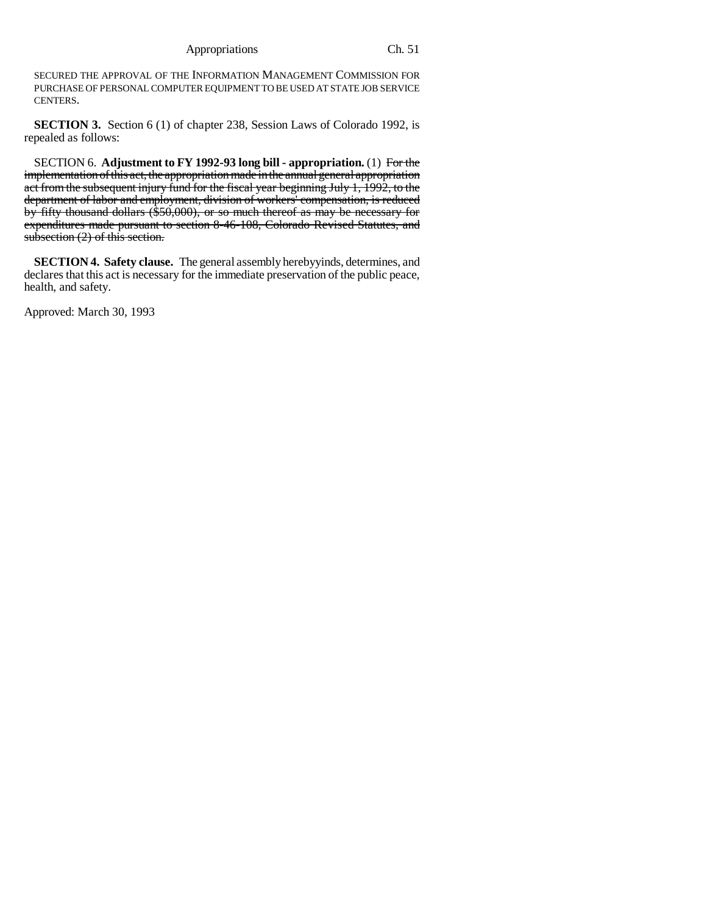SECURED THE APPROVAL OF THE INFORMATION MANAGEMENT COMMISSION FOR PURCHASE OF PERSONAL COMPUTER EQUIPMENT TO BE USED AT STATE JOB SERVICE CENTERS.

**SECTION 3.** Section 6 (1) of chapter 238, Session Laws of Colorado 1992, is repealed as follows:

SECTION 6. **Adjustment to FY 1992-93 long bill - appropriation.** (1) ~~For the implementation of this act, the appropriation made in the annual general appropriation act from the subsequent injury fund for the fiscal year beginning July 1, 1992, to the department of labor and employment, division of workers' compensation, is reduced by fifty thousand dollars ($50,000), or so much thereof as may be necessary for expenditures made pursuant to section 8-46-108, Colorado Revised Statutes, and subsection (2) of this section.~~

**SECTION 4. Safety clause.** The general assembly herebyyinds, determines, and declares that this act is necessary for the immediate preservation of the public peace, health, and safety.

Approved: March 30, 1993